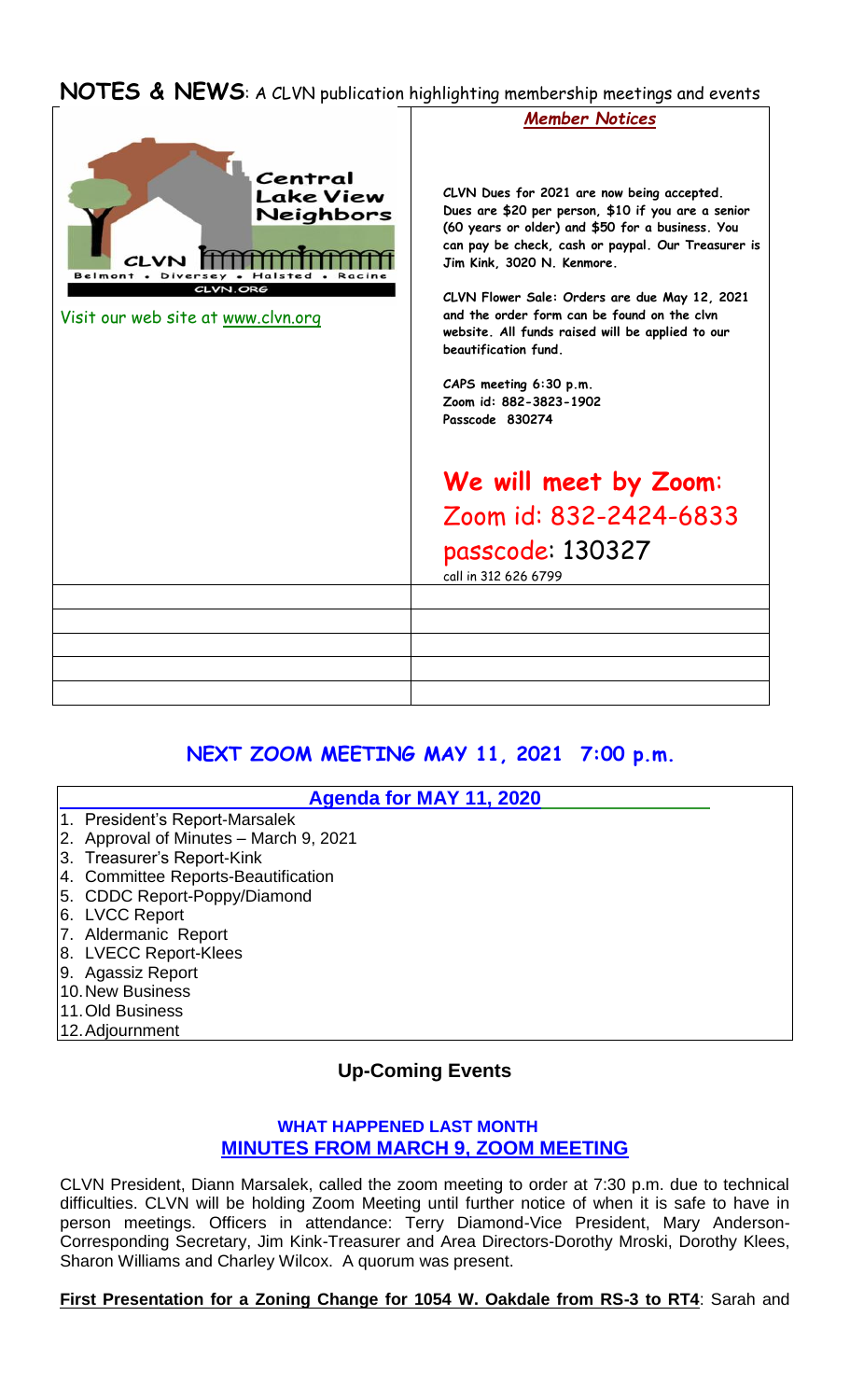# NOTES & NEWS: A CLVN publication highlighting membership meetings and events

Central Lake View Neighbors

CLVN

Belmont • Diversey • Halsted • Racine

CLVN.ORG

Visit our web site at www.clvn.org

***Member Notices***

**CLVN Dues for 2021 are now being accepted. Dues are $20 per person, $10 if you are a senior (60 years or older) and $50 for a business. You can pay be check, cash or paypal. Our Treasurer is Jim Kink, 3020 N. Kenmore.**

**CLVN Flower Sale: Orders are due May 12, 2021 and the order form can be found on the clvn website. All funds raised will be applied to our beautification fund.**

**CAPS meeting 6:30 p.m.**
**Zoom id: 882-3823-1902**
**Passcode 830274**

**We will meet by Zoom:**
Zoom id: 832-2424-6833
passcode: 130327
call in 312 626 6799

## NEXT ZOOM MEETING MAY 11, 2021 7:00 p.m.

### Agenda for MAY 11, 2020

1. President's Report-Marsalek
2. Approval of Minutes – March 9, 2021
3. Treasurer's Report-Kink
4. Committee Reports-Beautification
5. CDDC Report-Poppy/Diamond
6. LVCC Report
7. Aldermanic Report
8. LVECC Report-Klees
9. Agassiz Report
10. New Business
11. Old Business
12. Adjournment

## Up-Coming Events

### WHAT HAPPENED LAST MONTH
### MINUTES FROM MARCH 9, ZOOM MEETING

CLVN President, Diann Marsalek, called the zoom meeting to order at 7:30 p.m. due to technical difficulties. CLVN will be holding Zoom Meeting until further notice of when it is safe to have in person meetings. Officers in attendance: Terry Diamond-Vice President, Mary Anderson-Corresponding Secretary, Jim Kink-Treasurer and Area Directors-Dorothy Mroski, Dorothy Klees, Sharon Williams and Charley Wilcox. A quorum was present.

**First Presentation for a Zoning Change for 1054 W. Oakdale from RS-3 to RT4**: Sarah and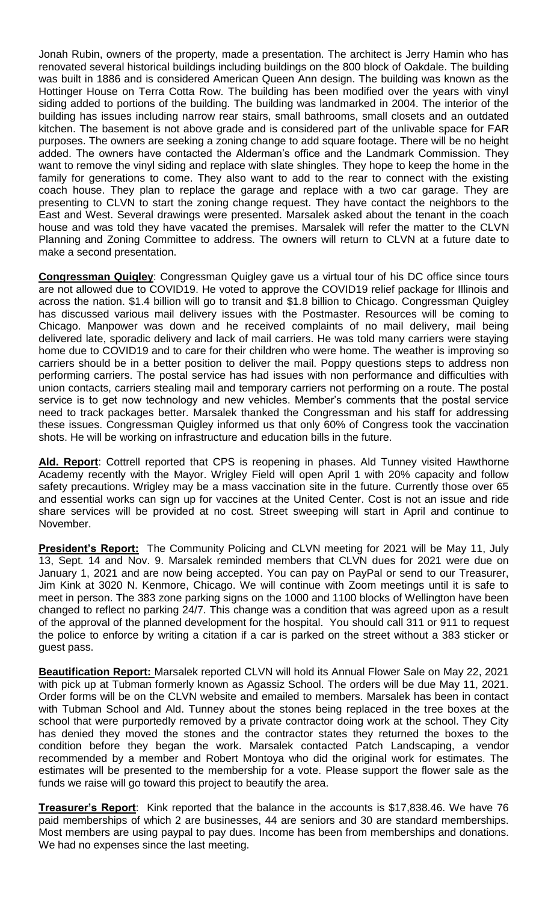Jonah Rubin, owners of the property, made a presentation. The architect is Jerry Hamin who has renovated several historical buildings including buildings on the 800 block of Oakdale. The building was built in 1886 and is considered American Queen Ann design. The building was known as the Hottinger House on Terra Cotta Row. The building has been modified over the years with vinyl siding added to portions of the building. The building was landmarked in 2004. The interior of the building has issues including narrow rear stairs, small bathrooms, small closets and an outdated kitchen. The basement is not above grade and is considered part of the unlivable space for FAR purposes. The owners are seeking a zoning change to add square footage. There will be no height added. The owners have contacted the Alderman's office and the Landmark Commission. They want to remove the vinyl siding and replace with slate shingles. They hope to keep the home in the family for generations to come. They also want to add to the rear to connect with the existing coach house. They plan to replace the garage and replace with a two car garage. They are presenting to CLVN to start the zoning change request. They have contact the neighbors to the East and West. Several drawings were presented. Marsalek asked about the tenant in the coach house and was told they have vacated the premises. Marsalek will refer the matter to the CLVN Planning and Zoning Committee to address. The owners will return to CLVN at a future date to make a second presentation.

**Congressman Quigley**: Congressman Quigley gave us a virtual tour of his DC office since tours are not allowed due to COVID19. He voted to approve the COVID19 relief package for Illinois and across the nation. $1.4 billion will go to transit and $1.8 billion to Chicago. Congressman Quigley has discussed various mail delivery issues with the Postmaster. Resources will be coming to Chicago. Manpower was down and he received complaints of no mail delivery, mail being delivered late, sporadic delivery and lack of mail carriers. He was told many carriers were staying home due to COVID19 and to care for their children who were home. The weather is improving so carriers should be in a better position to deliver the mail. Poppy questions steps to address non performing carriers. The postal service has had issues with non performance and difficulties with union contacts, carriers stealing mail and temporary carriers not performing on a route. The postal service is to get now technology and new vehicles. Member's comments that the postal service need to track packages better. Marsalek thanked the Congressman and his staff for addressing these issues. Congressman Quigley informed us that only 60% of Congress took the vaccination shots. He will be working on infrastructure and education bills in the future.

**Ald. Report**: Cottrell reported that CPS is reopening in phases. Ald Tunney visited Hawthorne Academy recently with the Mayor. Wrigley Field will open April 1 with 20% capacity and follow safety precautions. Wrigley may be a mass vaccination site in the future. Currently those over 65 and essential works can sign up for vaccines at the United Center. Cost is not an issue and ride share services will be provided at no cost. Street sweeping will start in April and continue to November.

**President's Report:** The Community Policing and CLVN meeting for 2021 will be May 11, July 13, Sept. 14 and Nov. 9. Marsalek reminded members that CLVN dues for 2021 were due on January 1, 2021 and are now being accepted. You can pay on PayPal or send to our Treasurer, Jim Kink at 3020 N. Kenmore, Chicago. We will continue with Zoom meetings until it is safe to meet in person. The 383 zone parking signs on the 1000 and 1100 blocks of Wellington have been changed to reflect no parking 24/7. This change was a condition that was agreed upon as a result of the approval of the planned development for the hospital. You should call 311 or 911 to request the police to enforce by writing a citation if a car is parked on the street without a 383 sticker or guest pass.

**Beautification Report:** Marsalek reported CLVN will hold its Annual Flower Sale on May 22, 2021 with pick up at Tubman formerly known as Agassiz School. The orders will be due May 11, 2021. Order forms will be on the CLVN website and emailed to members. Marsalek has been in contact with Tubman School and Ald. Tunney about the stones being replaced in the tree boxes at the school that were purportedly removed by a private contractor doing work at the school. They City has denied they moved the stones and the contractor states they returned the boxes to the condition before they began the work. Marsalek contacted Patch Landscaping, a vendor recommended by a member and Robert Montoya who did the original work for estimates. The estimates will be presented to the membership for a vote. Please support the flower sale as the funds we raise will go toward this project to beautify the area.

**Treasurer's Report**: Kink reported that the balance in the accounts is $17,838.46. We have 76 paid memberships of which 2 are businesses, 44 are seniors and 30 are standard memberships. Most members are using paypal to pay dues. Income has been from memberships and donations. We had no expenses since the last meeting.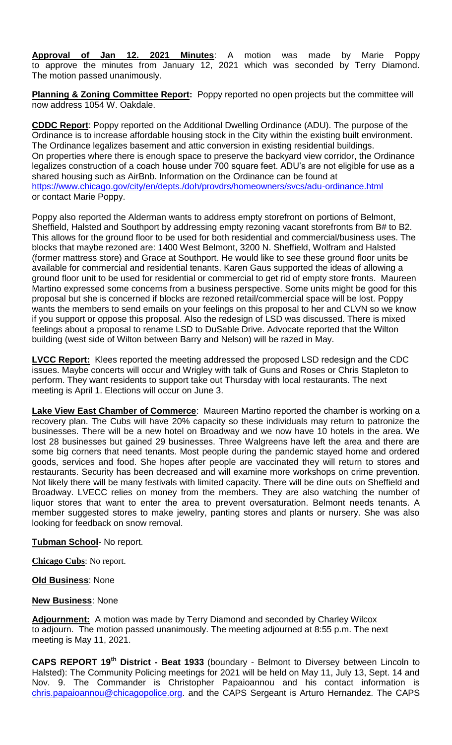**Approval of Jan 12. 2021 Minutes**: A motion was made by Marie Poppy to approve the minutes from January 12, 2021 which was seconded by Terry Diamond. The motion passed unanimously.

**Planning & Zoning Committee Report:** Poppy reported no open projects but the committee will now address 1054 W. Oakdale.

**CDDC Report**: Poppy reported on the Additional Dwelling Ordinance (ADU). The purpose of the Ordinance is to increase affordable housing stock in the City within the existing built environment. The Ordinance legalizes basement and attic conversion in existing residential buildings. On properties where there is enough space to preserve the backyard view corridor, the Ordinance legalizes construction of a coach house under 700 square feet. ADU's are not eligible for use as a shared housing such as AirBnb. Information on the Ordinance can be found at https://www.chicago.gov/city/en/depts./doh/provdrs/homeowners/svcs/adu-ordinance.html or contact Marie Poppy.

Poppy also reported the Alderman wants to address empty storefront on portions of Belmont, Sheffield, Halsted and Southport by addressing empty rezoning vacant storefronts from B# to B2. This allows for the ground floor to be used for both residential and commercial/business uses. The blocks that maybe rezoned are: 1400 West Belmont, 3200 N. Sheffield, Wolfram and Halsted (former mattress store) and Grace at Southport. He would like to see these ground floor units be available for commercial and residential tenants. Karen Gaus supported the ideas of allowing a ground floor unit to be used for residential or commercial to get rid of empty store fronts. Maureen Martino expressed some concerns from a business perspective. Some units might be good for this proposal but she is concerned if blocks are rezoned retail/commercial space will be lost. Poppy wants the members to send emails on your feelings on this proposal to her and CLVN so we know if you support or oppose this proposal. Also the redesign of LSD was discussed. There is mixed feelings about a proposal to rename LSD to DuSable Drive. Advocate reported that the Wilton building (west side of Wilton between Barry and Nelson) will be razed in May.

**LVCC Report:** Klees reported the meeting addressed the proposed LSD redesign and the CDC issues. Maybe concerts will occur and Wrigley with talk of Guns and Roses or Chris Stapleton to perform. They want residents to support take out Thursday with local restaurants. The next meeting is April 1. Elections will occur on June 3.

**Lake View East Chamber of Commerce**: Maureen Martino reported the chamber is working on a recovery plan. The Cubs will have 20% capacity so these individuals may return to patronize the businesses. There will be a new hotel on Broadway and we now have 10 hotels in the area. We lost 28 businesses but gained 29 businesses. Three Walgreens have left the area and there are some big corners that need tenants. Most people during the pandemic stayed home and ordered goods, services and food. She hopes after people are vaccinated they will return to stores and restaurants. Security has been decreased and will examine more workshops on crime prevention. Not likely there will be many festivals with limited capacity. There will be dine outs on Sheffield and Broadway. LVECC relies on money from the members. They are also watching the number of liquor stores that want to enter the area to prevent oversaturation. Belmont needs tenants. A member suggested stores to make jewelry, panting stores and plants or nursery. She was also looking for feedback on snow removal.

**Tubman School**- No report.

**Chicago Cubs**: No report.

**Old Business**: None

**New Business**: None

**Adjournment:** A motion was made by Terry Diamond and seconded by Charley Wilcox to adjourn. The motion passed unanimously. The meeting adjourned at 8:55 p.m. The next meeting is May 11, 2021.

**CAPS REPORT 19th District - Beat 1933** (boundary - Belmont to Diversey between Lincoln to Halsted): The Community Policing meetings for 2021 will be held on May 11, July 13, Sept. 14 and Nov. 9. The Commander is Christopher Papaioannou and his contact information is chris.papaioannou@chicagopolice.org. and the CAPS Sergeant is Arturo Hernandez. The CAPS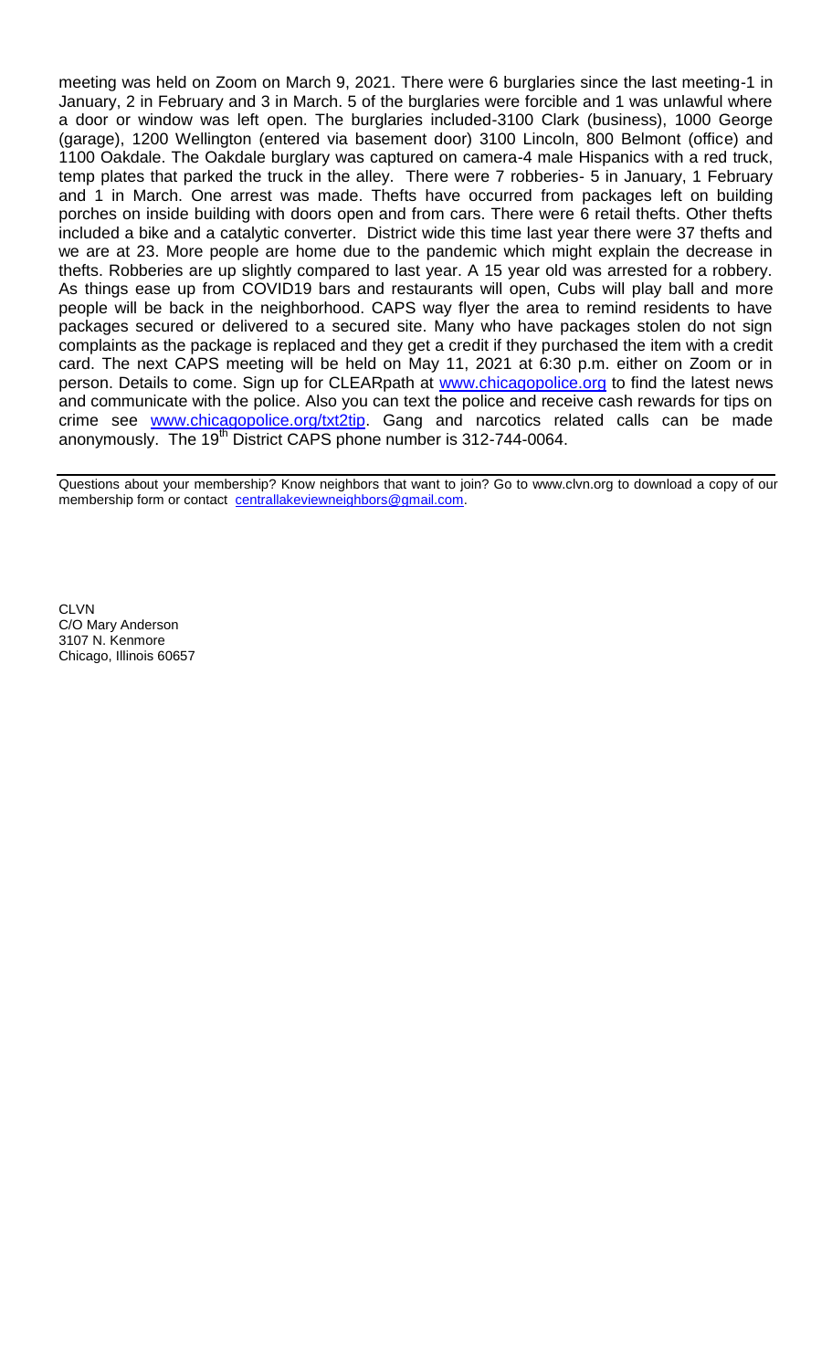meeting was held on Zoom on March 9, 2021. There were 6 burglaries since the last meeting-1 in January, 2 in February and 3 in March. 5 of the burglaries were forcible and 1 was unlawful where a door or window was left open. The burglaries included-3100 Clark (business), 1000 George (garage), 1200 Wellington (entered via basement door) 3100 Lincoln, 800 Belmont (office) and 1100 Oakdale. The Oakdale burglary was captured on camera-4 male Hispanics with a red truck, temp plates that parked the truck in the alley. There were 7 robberies- 5 in January, 1 February and 1 in March. One arrest was made. Thefts have occurred from packages left on building porches on inside building with doors open and from cars. There were 6 retail thefts. Other thefts included a bike and a catalytic converter. District wide this time last year there were 37 thefts and we are at 23. More people are home due to the pandemic which might explain the decrease in thefts. Robberies are up slightly compared to last year. A 15 year old was arrested for a robbery. As things ease up from COVID19 bars and restaurants will open, Cubs will play ball and more people will be back in the neighborhood. CAPS way flyer the area to remind residents to have packages secured or delivered to a secured site. Many who have packages stolen do not sign complaints as the package is replaced and they get a credit if they purchased the item with a credit card. The next CAPS meeting will be held on May 11, 2021 at 6:30 p.m. either on Zoom or in person. Details to come. Sign up for CLEARpath at www.chicagopolice.org to find the latest news and communicate with the police. Also you can text the police and receive cash rewards for tips on crime see www.chicagopolice.org/txt2tip. Gang and narcotics related calls can be made anonymously. The 19th District CAPS phone number is 312-744-0064.

---

Questions about your membership? Know neighbors that want to join? Go to www.clvn.org to download a copy of our membership form or contact centrallakeviewneighbors@gmail.com.

CLVN
C/O Mary Anderson
3107 N. Kenmore
Chicago, Illinois 60657